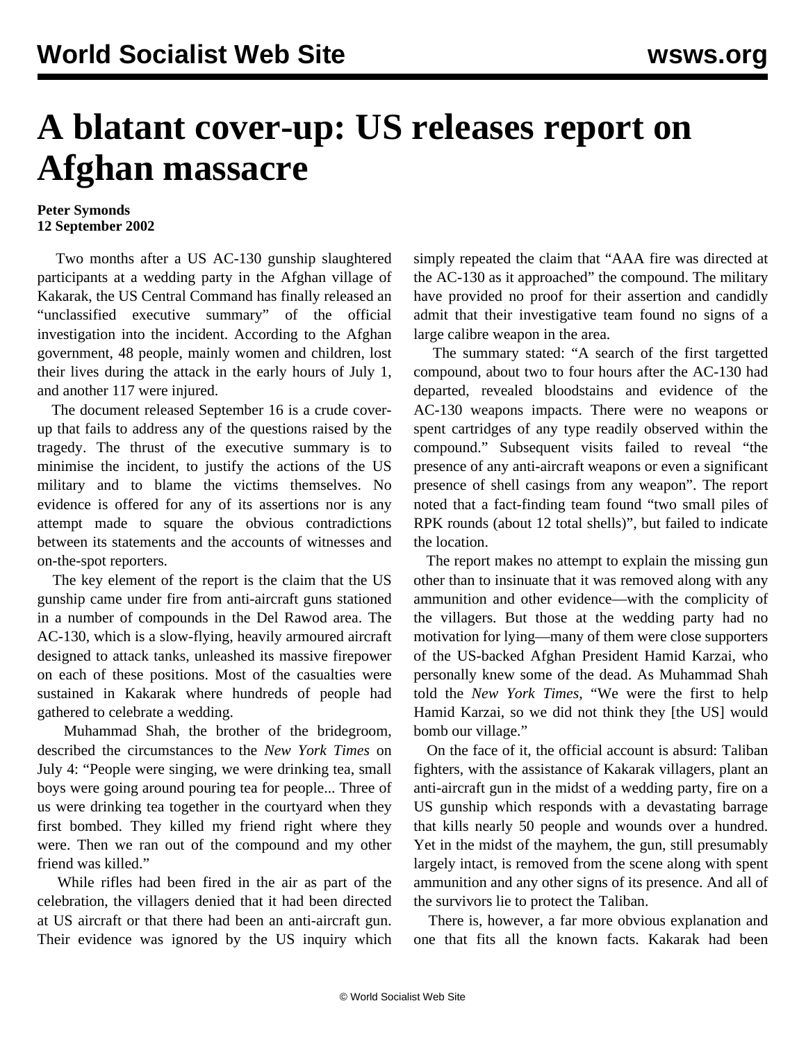# A blatant cover-up: US releases report on Afghan massacre

**Peter Symonds**
**12 September 2002**

Two months after a US AC-130 gunship slaughtered participants at a wedding party in the Afghan village of Kakarak, the US Central Command has finally released an "unclassified executive summary" of the official investigation into the incident. According to the Afghan government, 48 people, mainly women and children, lost their lives during the attack in the early hours of July 1, and another 117 were injured.

The document released September 16 is a crude cover-up that fails to address any of the questions raised by the tragedy. The thrust of the executive summary is to minimise the incident, to justify the actions of the US military and to blame the victims themselves. No evidence is offered for any of its assertions nor is any attempt made to square the obvious contradictions between its statements and the accounts of witnesses and on-the-spot reporters.

The key element of the report is the claim that the US gunship came under fire from anti-aircraft guns stationed in a number of compounds in the Del Rawod area. The AC-130, which is a slow-flying, heavily armoured aircraft designed to attack tanks, unleashed its massive firepower on each of these positions. Most of the casualties were sustained in Kakarak where hundreds of people had gathered to celebrate a wedding.

Muhammad Shah, the brother of the bridegroom, described the circumstances to the *New York Times* on July 4: "People were singing, we were drinking tea, small boys were going around pouring tea for people... Three of us were drinking tea together in the courtyard when they first bombed. They killed my friend right where they were. Then we ran out of the compound and my other friend was killed."

While rifles had been fired in the air as part of the celebration, the villagers denied that it had been directed at US aircraft or that there had been an anti-aircraft gun. Their evidence was ignored by the US inquiry which simply repeated the claim that "AAA fire was directed at the AC-130 as it approached" the compound. The military have provided no proof for their assertion and candidly admit that their investigative team found no signs of a large calibre weapon in the area.

The summary stated: "A search of the first targetted compound, about two to four hours after the AC-130 had departed, revealed bloodstains and evidence of the AC-130 weapons impacts. There were no weapons or spent cartridges of any type readily observed within the compound." Subsequent visits failed to reveal "the presence of any anti-aircraft weapons or even a significant presence of shell casings from any weapon". The report noted that a fact-finding team found "two small piles of RPK rounds (about 12 total shells)", but failed to indicate the location.

The report makes no attempt to explain the missing gun other than to insinuate that it was removed along with any ammunition and other evidence—with the complicity of the villagers. But those at the wedding party had no motivation for lying—many of them were close supporters of the US-backed Afghan President Hamid Karzai, who personally knew some of the dead. As Muhammad Shah told the *New York Times*, "We were the first to help Hamid Karzai, so we did not think they [the US] would bomb our village."

On the face of it, the official account is absurd: Taliban fighters, with the assistance of Kakarak villagers, plant an anti-aircraft gun in the midst of a wedding party, fire on a US gunship which responds with a devastating barrage that kills nearly 50 people and wounds over a hundred. Yet in the midst of the mayhem, the gun, still presumably largely intact, is removed from the scene along with spent ammunition and any other signs of its presence. And all of the survivors lie to protect the Taliban.

There is, however, a far more obvious explanation and one that fits all the known facts. Kakarak had been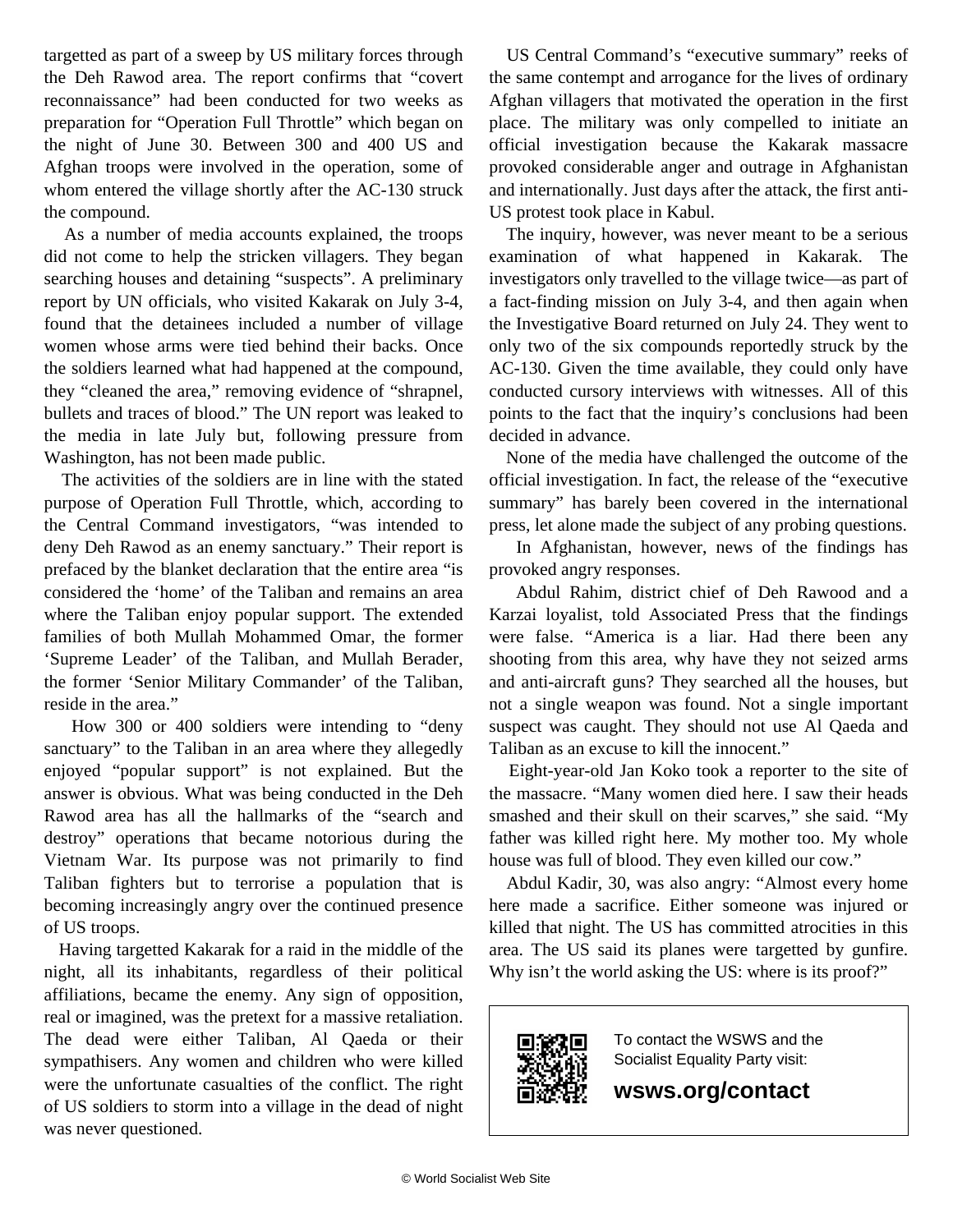targetted as part of a sweep by US military forces through the Deh Rawod area. The report confirms that "covert reconnaissance" had been conducted for two weeks as preparation for "Operation Full Throttle" which began on the night of June 30. Between 300 and 400 US and Afghan troops were involved in the operation, some of whom entered the village shortly after the AC-130 struck the compound.

As a number of media accounts explained, the troops did not come to help the stricken villagers. They began searching houses and detaining "suspects". A preliminary report by UN officials, who visited Kakarak on July 3-4, found that the detainees included a number of village women whose arms were tied behind their backs. Once the soldiers learned what had happened at the compound, they "cleaned the area," removing evidence of "shrapnel, bullets and traces of blood." The UN report was leaked to the media in late July but, following pressure from Washington, has not been made public.

The activities of the soldiers are in line with the stated purpose of Operation Full Throttle, which, according to the Central Command investigators, "was intended to deny Deh Rawod as an enemy sanctuary." Their report is prefaced by the blanket declaration that the entire area "is considered the 'home' of the Taliban and remains an area where the Taliban enjoy popular support. The extended families of both Mullah Mohammed Omar, the former 'Supreme Leader' of the Taliban, and Mullah Berader, the former 'Senior Military Commander' of the Taliban, reside in the area."

How 300 or 400 soldiers were intending to "deny sanctuary" to the Taliban in an area where they allegedly enjoyed "popular support" is not explained. But the answer is obvious. What was being conducted in the Deh Rawod area has all the hallmarks of the "search and destroy" operations that became notorious during the Vietnam War. Its purpose was not primarily to find Taliban fighters but to terrorise a population that is becoming increasingly angry over the continued presence of US troops.

Having targetted Kakarak for a raid in the middle of the night, all its inhabitants, regardless of their political affiliations, became the enemy. Any sign of opposition, real or imagined, was the pretext for a massive retaliation. The dead were either Taliban, Al Qaeda or their sympathisers. Any women and children who were killed were the unfortunate casualties of the conflict. The right of US soldiers to storm into a village in the dead of night was never questioned.

US Central Command's "executive summary" reeks of the same contempt and arrogance for the lives of ordinary Afghan villagers that motivated the operation in the first place. The military was only compelled to initiate an official investigation because the Kakarak massacre provoked considerable anger and outrage in Afghanistan and internationally. Just days after the attack, the first anti-US protest took place in Kabul.

The inquiry, however, was never meant to be a serious examination of what happened in Kakarak. The investigators only travelled to the village twice—as part of a fact-finding mission on July 3-4, and then again when the Investigative Board returned on July 24. They went to only two of the six compounds reportedly struck by the AC-130. Given the time available, they could only have conducted cursory interviews with witnesses. All of this points to the fact that the inquiry's conclusions had been decided in advance.

None of the media have challenged the outcome of the official investigation. In fact, the release of the "executive summary" has barely been covered in the international press, let alone made the subject of any probing questions.

In Afghanistan, however, news of the findings has provoked angry responses.

Abdul Rahim, district chief of Deh Rawood and a Karzai loyalist, told Associated Press that the findings were false. "America is a liar. Had there been any shooting from this area, why have they not seized arms and anti-aircraft guns? They searched all the houses, but not a single weapon was found. Not a single important suspect was caught. They should not use Al Qaeda and Taliban as an excuse to kill the innocent."

Eight-year-old Jan Koko took a reporter to the site of the massacre. "Many women died here. I saw their heads smashed and their skull on their scarves," she said. "My father was killed right here. My mother too. My whole house was full of blood. They even killed our cow."

Abdul Kadir, 30, was also angry: "Almost every home here made a sacrifice. Either someone was injured or killed that night. The US has committed atrocities in this area. The US said its planes were targetted by gunfire. Why isn't the world asking the US: where is its proof?"

To contact the WSWS and the Socialist Equality Party visit:

**wsws.org/contact**